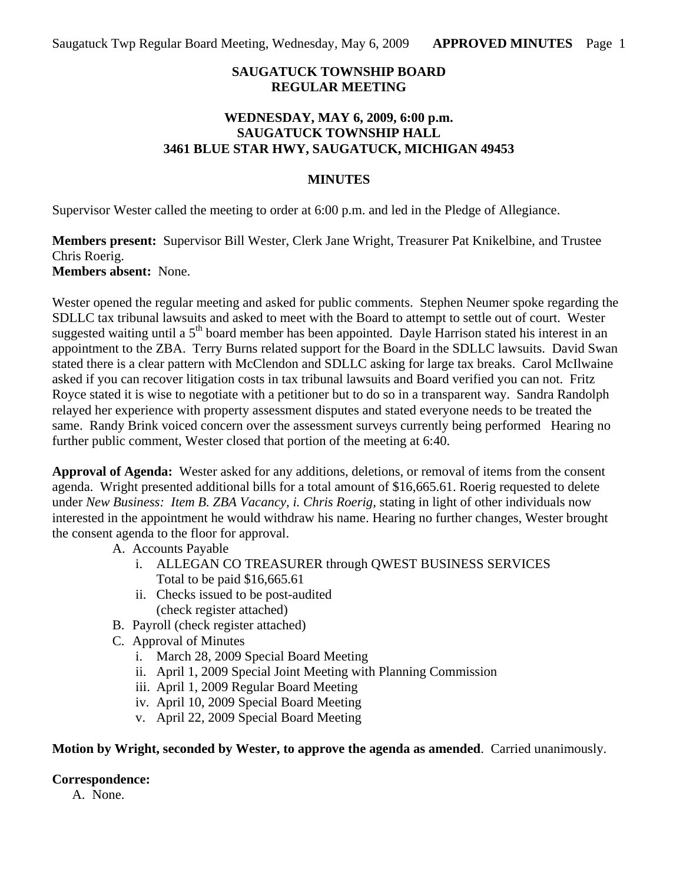**SAUGATUCK TOWNSHIP BOARD**
**REGULAR MEETING**

**WEDNESDAY, MAY 6, 2009, 6:00 p.m.**
**SAUGATUCK TOWNSHIP HALL**
**3461 BLUE STAR HWY, SAUGATUCK, MICHIGAN 49453**

**MINUTES**

Supervisor Wester called the meeting to order at 6:00 p.m. and led in the Pledge of Allegiance.

**Members present:** Supervisor Bill Wester, Clerk Jane Wright, Treasurer Pat Knikelbine, and Trustee Chris Roerig.
**Members absent:** None.

Wester opened the regular meeting and asked for public comments. Stephen Neumer spoke regarding the SDLLC tax tribunal lawsuits and asked to meet with the Board to attempt to settle out of court. Wester suggested waiting until a 5th board member has been appointed. Dayle Harrison stated his interest in an appointment to the ZBA. Terry Burns related support for the Board in the SDLLC lawsuits. David Swan stated there is a clear pattern with McClendon and SDLLC asking for large tax breaks. Carol McIlwaine asked if you can recover litigation costs in tax tribunal lawsuits and Board verified you can not. Fritz Royce stated it is wise to negotiate with a petitioner but to do so in a transparent way. Sandra Randolph relayed her experience with property assessment disputes and stated everyone needs to be treated the same. Randy Brink voiced concern over the assessment surveys currently being performed Hearing no further public comment, Wester closed that portion of the meeting at 6:40.

**Approval of Agenda:** Wester asked for any additions, deletions, or removal of items from the consent agenda. Wright presented additional bills for a total amount of $16,665.61. Roerig requested to delete under *New Business: Item B. ZBA Vacancy, i. Chris Roerig,* stating in light of other individuals now interested in the appointment he would withdraw his name. Hearing no further changes, Wester brought the consent agenda to the floor for approval.

A. Accounts Payable
   i. ALLEGAN CO TREASURER through QWEST BUSINESS SERVICES
      Total to be paid $16,665.61
   ii. Checks issued to be post-audited
      (check register attached)
B. Payroll (check register attached)
C. Approval of Minutes
   i. March 28, 2009 Special Board Meeting
   ii. April 1, 2009 Special Joint Meeting with Planning Commission
   iii. April 1, 2009 Regular Board Meeting
   iv. April 10, 2009 Special Board Meeting
   v. April 22, 2009 Special Board Meeting

**Motion by Wright, seconded by Wester, to approve the agenda as amended**. Carried unanimously.

**Correspondence:**

A. None.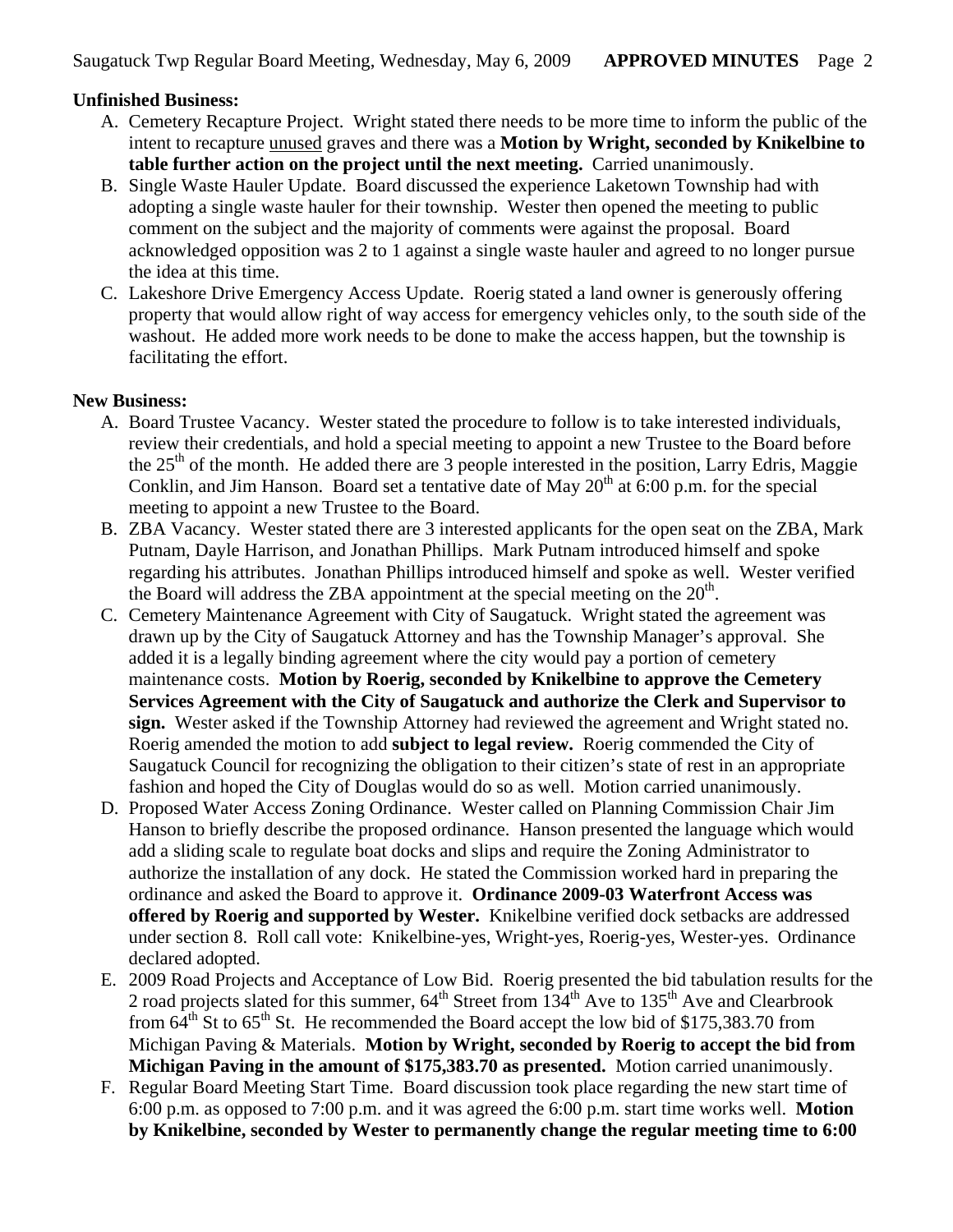**Unfinished Business:**

A. Cemetery Recapture Project. Wright stated there needs to be more time to inform the public of the intent to recapture unused graves and there was a **Motion by Wright, seconded by Knikelbine to table further action on the project until the next meeting.** Carried unanimously.
B. Single Waste Hauler Update. Board discussed the experience Laketown Township had with adopting a single waste hauler for their township. Wester then opened the meeting to public comment on the subject and the majority of comments were against the proposal. Board acknowledged opposition was 2 to 1 against a single waste hauler and agreed to no longer pursue the idea at this time.
C. Lakeshore Drive Emergency Access Update. Roerig stated a land owner is generously offering property that would allow right of way access for emergency vehicles only, to the south side of the washout. He added more work needs to be done to make the access happen, but the township is facilitating the effort.

**New Business:**

A. Board Trustee Vacancy. Wester stated the procedure to follow is to take interested individuals, review their credentials, and hold a special meeting to appoint a new Trustee to the Board before the 25th of the month. He added there are 3 people interested in the position, Larry Edris, Maggie Conklin, and Jim Hanson. Board set a tentative date of May 20th at 6:00 p.m. for the special meeting to appoint a new Trustee to the Board.
B. ZBA Vacancy. Wester stated there are 3 interested applicants for the open seat on the ZBA, Mark Putnam, Dayle Harrison, and Jonathan Phillips. Mark Putnam introduced himself and spoke regarding his attributes. Jonathan Phillips introduced himself and spoke as well. Wester verified the Board will address the ZBA appointment at the special meeting on the 20th.
C. Cemetery Maintenance Agreement with City of Saugatuck. Wright stated the agreement was drawn up by the City of Saugatuck Attorney and has the Township Manager's approval. She added it is a legally binding agreement where the city would pay a portion of cemetery maintenance costs. **Motion by Roerig, seconded by Knikelbine to approve the Cemetery Services Agreement with the City of Saugatuck and authorize the Clerk and Supervisor to sign.** Wester asked if the Township Attorney had reviewed the agreement and Wright stated no. Roerig amended the motion to add **subject to legal review.** Roerig commended the City of Saugatuck Council for recognizing the obligation to their citizen's state of rest in an appropriate fashion and hoped the City of Douglas would do so as well. Motion carried unanimously.
D. Proposed Water Access Zoning Ordinance. Wester called on Planning Commission Chair Jim Hanson to briefly describe the proposed ordinance. Hanson presented the language which would add a sliding scale to regulate boat docks and slips and require the Zoning Administrator to authorize the installation of any dock. He stated the Commission worked hard in preparing the ordinance and asked the Board to approve it. **Ordinance 2009-03 Waterfront Access was offered by Roerig and supported by Wester.** Knikelbine verified dock setbacks are addressed under section 8. Roll call vote: Knikelbine-yes, Wright-yes, Roerig-yes, Wester-yes. Ordinance declared adopted.
E. 2009 Road Projects and Acceptance of Low Bid. Roerig presented the bid tabulation results for the 2 road projects slated for this summer, 64th Street from 134th Ave to 135th Ave and Clearbrook from 64th St to 65th St. He recommended the Board accept the low bid of $175,383.70 from Michigan Paving & Materials. **Motion by Wright, seconded by Roerig to accept the bid from Michigan Paving in the amount of $175,383.70 as presented.** Motion carried unanimously.
F. Regular Board Meeting Start Time. Board discussion took place regarding the new start time of 6:00 p.m. as opposed to 7:00 p.m. and it was agreed the 6:00 p.m. start time works well. **Motion by Knikelbine, seconded by Wester to permanently change the regular meeting time to 6:00**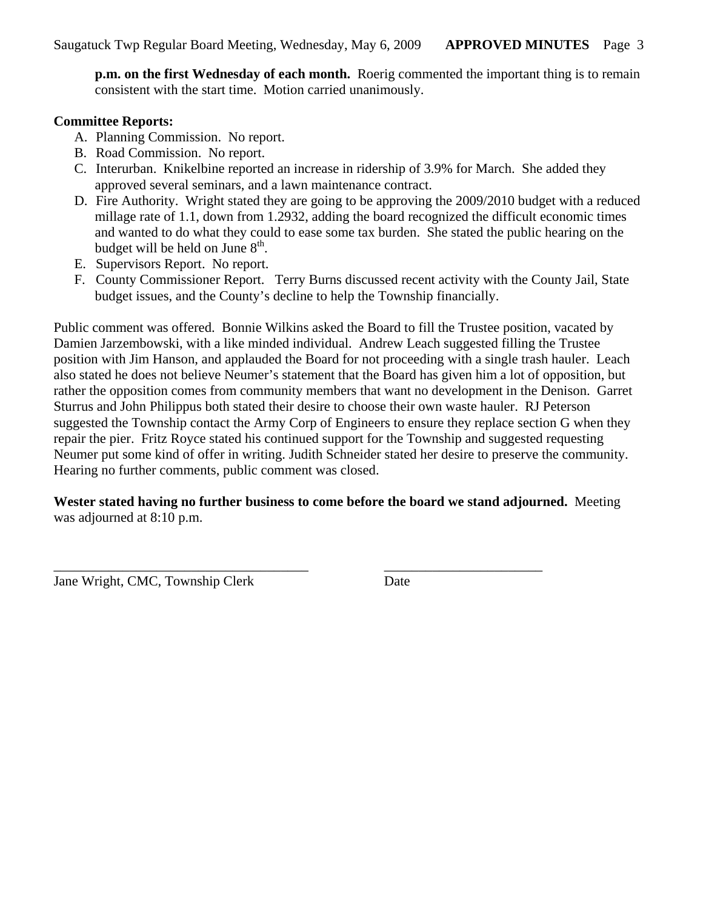**p.m. on the first Wednesday of each month.** Roerig commented the important thing is to remain consistent with the start time. Motion carried unanimously.

**Committee Reports:**

A. Planning Commission. No report.
B. Road Commission. No report.
C. Interurban. Knikelbine reported an increase in ridership of 3.9% for March. She added they approved several seminars, and a lawn maintenance contract.
D. Fire Authority. Wright stated they are going to be approving the 2009/2010 budget with a reduced millage rate of 1.1, down from 1.2932, adding the board recognized the difficult economic times and wanted to do what they could to ease some tax burden. She stated the public hearing on the budget will be held on June 8th.
E. Supervisors Report. No report.
F. County Commissioner Report. Terry Burns discussed recent activity with the County Jail, State budget issues, and the County's decline to help the Township financially.

Public comment was offered. Bonnie Wilkins asked the Board to fill the Trustee position, vacated by Damien Jarzembowski, with a like minded individual. Andrew Leach suggested filling the Trustee position with Jim Hanson, and applauded the Board for not proceeding with a single trash hauler. Leach also stated he does not believe Neumer's statement that the Board has given him a lot of opposition, but rather the opposition comes from community members that want no development in the Denison. Garret Sturrus and John Philippus both stated their desire to choose their own waste hauler. RJ Peterson suggested the Township contact the Army Corp of Engineers to ensure they replace section G when they repair the pier. Fritz Royce stated his continued support for the Township and suggested requesting Neumer put some kind of offer in writing. Judith Schneider stated her desire to preserve the community. Hearing no further comments, public comment was closed.

**Wester stated having no further business to come before the board we stand adjourned.** Meeting was adjourned at 8:10 p.m.

\_\_\_\_\_\_\_\_\_\_\_\_\_\_\_\_\_\_\_\_\_\_\_\_\_\_\_\_\_\_\_\_\_\_\_\_\_\_ \_\_\_\_\_\_\_\_\_\_\_\_\_\_\_\_\_\_\_\_\_\_\_\_

Jane Wright, CMC, Township Clerk Date